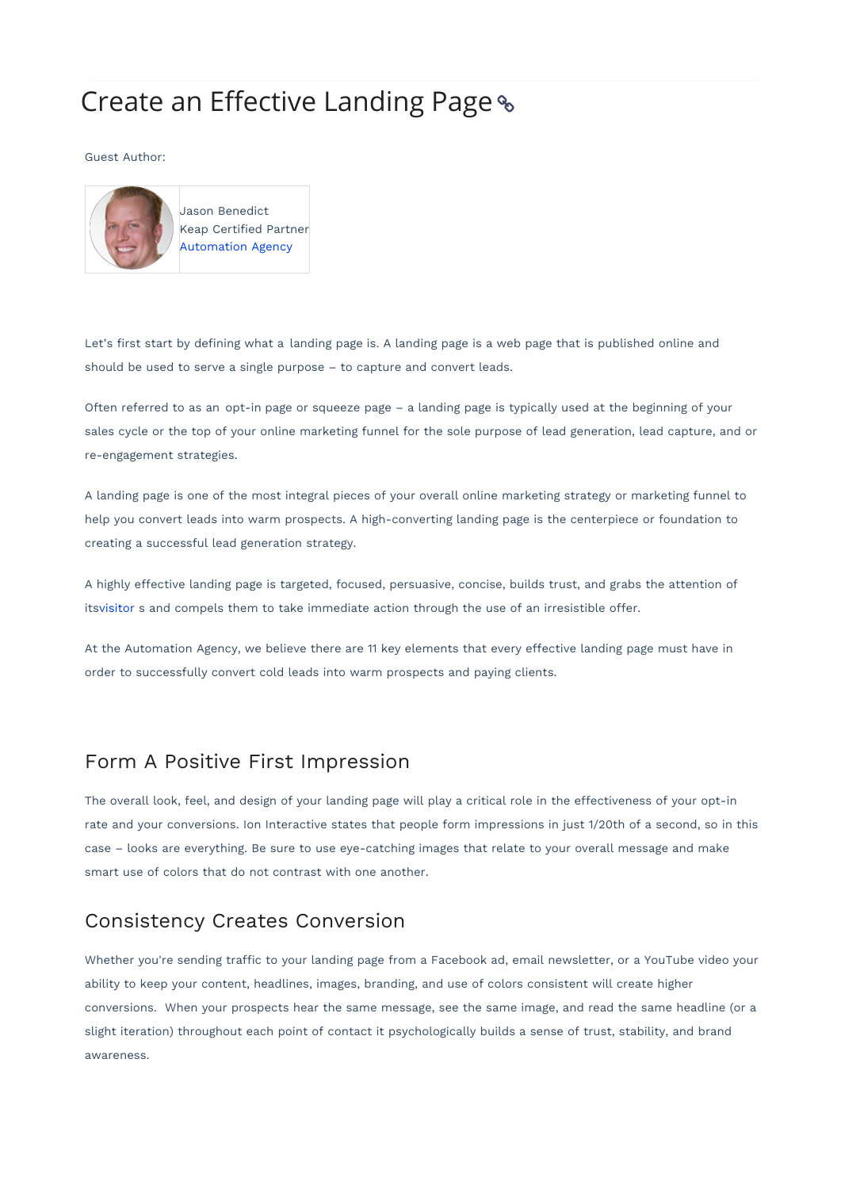# Create an Effective Landing Page

Guest Author:

| | Jason Benedict<br>Keap Certified Partner<br>Automation Agency |
|---|---|

Let’s first start by defining what a landing page is. A landing page is a web page that is published online and should be used to serve a single purpose – to capture and convert leads.

Often referred to as an opt-in page or squeeze page – a landing page is typically used at the beginning of your sales cycle or the top of your online marketing funnel for the sole purpose of lead generation, lead capture, and or re-engagement strategies.

A landing page is one of the most integral pieces of your overall online marketing strategy or marketing funnel to help you convert leads into warm prospects. A high-converting landing page is the centerpiece or foundation to creating a successful lead generation strategy.

A highly effective landing page is targeted, focused, persuasive, concise, builds trust, and grabs the attention of itsvisitor s and compels them to take immediate action through the use of an irresistible offer.

At the Automation Agency, we believe there are 11 key elements that every effective landing page must have in order to successfully convert cold leads into warm prospects and paying clients.

## Form A Positive First Impression

The overall look, feel, and design of your landing page will play a critical role in the effectiveness of your opt-in rate and your conversions. Ion Interactive states that people form impressions in just 1/20th of a second, so in this case – looks are everything. Be sure to use eye-catching images that relate to your overall message and make smart use of colors that do not contrast with one another.

## Consistency Creates Conversion

Whether you're sending traffic to your landing page from a Facebook ad, email newsletter, or a YouTube video your ability to keep your content, headlines, images, branding, and use of colors consistent will create higher conversions. When your prospects hear the same message, see the same image, and read the same headline (or a slight iteration) throughout each point of contact it psychologically builds a sense of trust, stability, and brand awareness.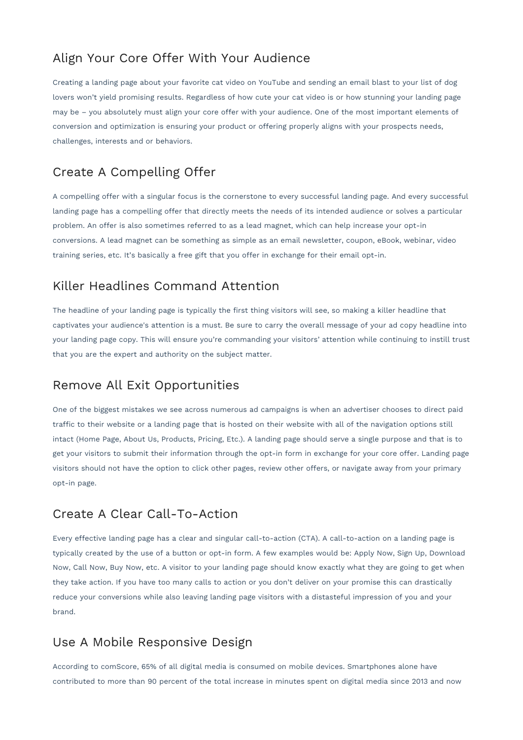## Align Your Core Offer With Your Audience

Creating a landing page about your favorite cat video on YouTube and sending an email blast to your list of dog lovers won't yield promising results. Regardless of how cute your cat video is or how stunning your landing page may be – you absolutely must align your core offer with your audience. One of the most important elements of conversion and optimization is ensuring your product or offering properly aligns with your prospects needs, challenges, interests and or behaviors.

## Create A Compelling Offer

A compelling offer with a singular focus is the cornerstone to every successful landing page. And every successful landing page has a compelling offer that directly meets the needs of its intended audience or solves a particular problem. An offer is also sometimes referred to as a lead magnet, which can help increase your opt-in conversions. A lead magnet can be something as simple as an email newsletter, coupon, eBook, webinar, video training series, etc. It's basically a free gift that you offer in exchange for their email opt-in.

## Killer Headlines Command Attention

The headline of your landing page is typically the first thing visitors will see, so making a killer headline that captivates your audience's attention is a must. Be sure to carry the overall message of your ad copy headline into your landing page copy. This will ensure you're commanding your visitors' attention while continuing to instill trust that you are the expert and authority on the subject matter.

## Remove All Exit Opportunities

One of the biggest mistakes we see across numerous ad campaigns is when an advertiser chooses to direct paid traffic to their website or a landing page that is hosted on their website with all of the navigation options still intact (Home Page, About Us, Products, Pricing, Etc.). A landing page should serve a single purpose and that is to get your visitors to submit their information through the opt-in form in exchange for your core offer. Landing page visitors should not have the option to click other pages, review other offers, or navigate away from your primary opt-in page.

## Create A Clear Call-To-Action

Every effective landing page has a clear and singular call-to-action (CTA). A call-to-action on a landing page is typically created by the use of a button or opt-in form. A few examples would be: Apply Now, Sign Up, Download Now, Call Now, Buy Now, etc. A visitor to your landing page should know exactly what they are going to get when they take action. If you have too many calls to action or you don't deliver on your promise this can drastically reduce your conversions while also leaving landing page visitors with a distasteful impression of you and your brand.

## Use A Mobile Responsive Design

According to comScore, 65% of all digital media is consumed on mobile devices. Smartphones alone have contributed to more than 90 percent of the total increase in minutes spent on digital media since 2013 and now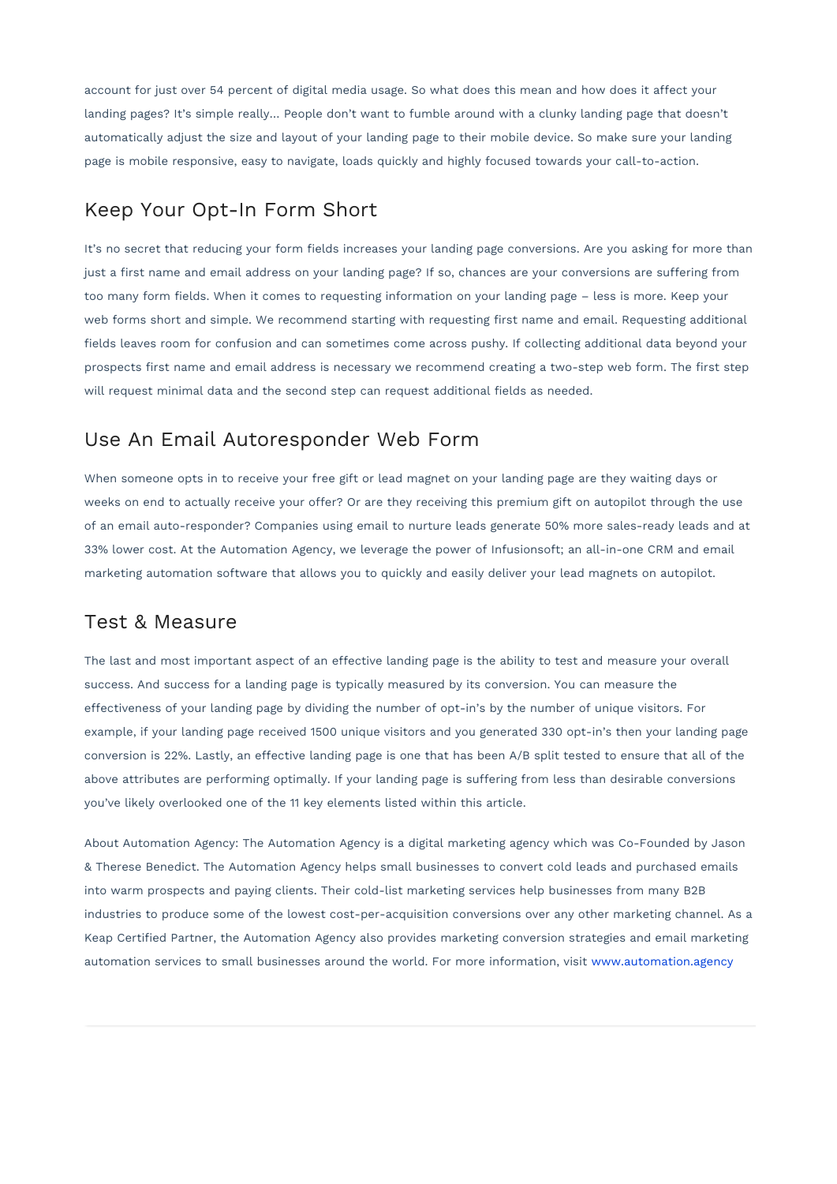account for just over 54 percent of digital media usage. So what does this mean and how does it affect your landing pages? It's simple really… People don't want to fumble around with a clunky landing page that doesn't automatically adjust the size and layout of your landing page to their mobile device. So make sure your landing page is mobile responsive, easy to navigate, loads quickly and highly focused towards your call-to-action.

## Keep Your Opt-In Form Short

It's no secret that reducing your form fields increases your landing page conversions. Are you asking for more than just a first name and email address on your landing page? If so, chances are your conversions are suffering from too many form fields. When it comes to requesting information on your landing page – less is more. Keep your web forms short and simple. We recommend starting with requesting first name and email. Requesting additional fields leaves room for confusion and can sometimes come across pushy. If collecting additional data beyond your prospects first name and email address is necessary we recommend creating a two-step web form. The first step will request minimal data and the second step can request additional fields as needed.

## Use An Email Autoresponder Web Form

When someone opts in to receive your free gift or lead magnet on your landing page are they waiting days or weeks on end to actually receive your offer? Or are they receiving this premium gift on autopilot through the use of an email auto-responder? Companies using email to nurture leads generate 50% more sales-ready leads and at 33% lower cost. At the Automation Agency, we leverage the power of Infusionsoft; an all-in-one CRM and email marketing automation software that allows you to quickly and easily deliver your lead magnets on autopilot.

## Test & Measure

The last and most important aspect of an effective landing page is the ability to test and measure your overall success. And success for a landing page is typically measured by its conversion. You can measure the effectiveness of your landing page by dividing the number of opt-in's by the number of unique visitors. For example, if your landing page received 1500 unique visitors and you generated 330 opt-in's then your landing page conversion is 22%. Lastly, an effective landing page is one that has been A/B split tested to ensure that all of the above attributes are performing optimally. If your landing page is suffering from less than desirable conversions you've likely overlooked one of the 11 key elements listed within this article.

About Automation Agency: The Automation Agency is a digital marketing agency which was Co-Founded by Jason & Therese Benedict. The Automation Agency helps small businesses to convert cold leads and purchased emails into warm prospects and paying clients. Their cold-list marketing services help businesses from many B2B industries to produce some of the lowest cost-per-acquisition conversions over any other marketing channel. As a Keap Certified Partner, the Automation Agency also provides marketing conversion strategies and email marketing automation services to small businesses around the world. For more information, visit www.automation.agency